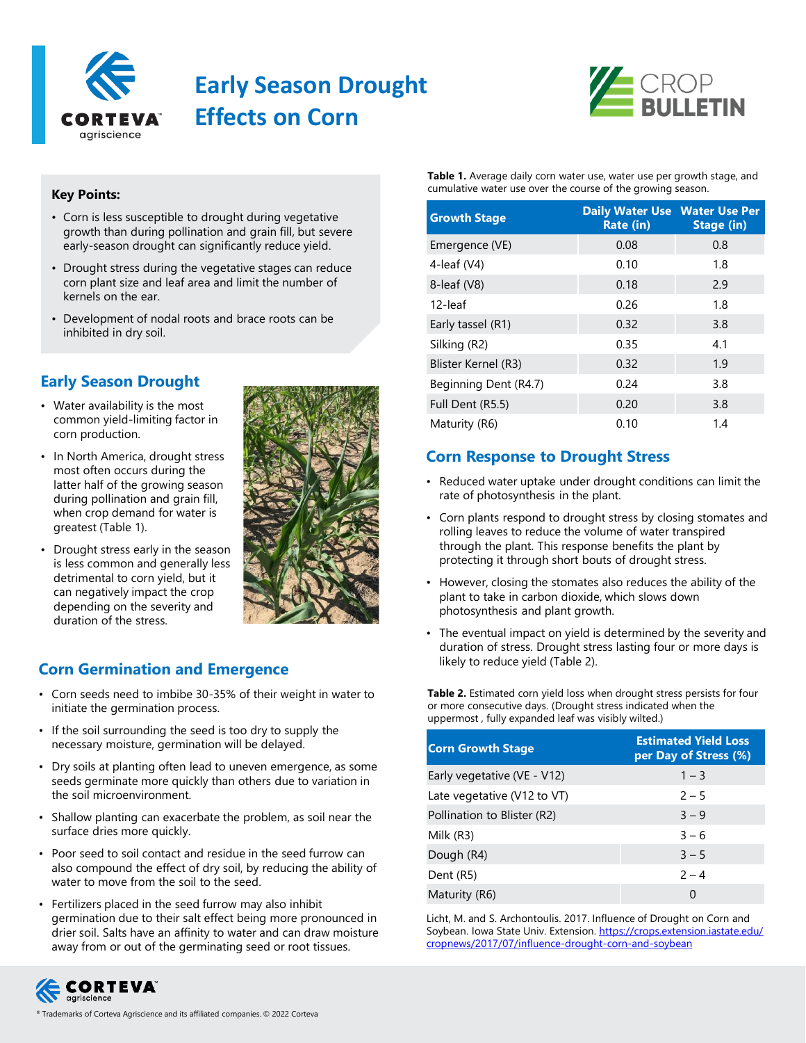# Early Season Drought Effects on Corn

CROP BULLETIN

**Key Points:**

- Corn is less susceptible to drought during vegetative growth than during pollination and grain fill, but severe early-season drought can significantly reduce yield.
- Drought stress during the vegetative stages can reduce corn plant size and leaf area and limit the number of kernels on the ear.
- Development of nodal roots and brace roots can be inhibited in dry soil.

## Early Season Drought

- Water availability is the most common yield-limiting factor in corn production.
- In North America, drought stress most often occurs during the latter half of the growing season during pollination and grain fill, when crop demand for water is greatest (Table 1).
- Drought stress early in the season is less common and generally less detrimental to corn yield, but it can negatively impact the crop depending on the severity and duration of the stress.

## Corn Germination and Emergence

- Corn seeds need to imbibe 30-35% of their weight in water to initiate the germination process.
- If the soil surrounding the seed is too dry to supply the necessary moisture, germination will be delayed.
- Dry soils at planting often lead to uneven emergence, as some seeds germinate more quickly than others due to variation in the soil microenvironment.
- Shallow planting can exacerbate the problem, as soil near the surface dries more quickly.
- Poor seed to soil contact and residue in the seed furrow can also compound the effect of dry soil, by reducing the ability of water to move from the soil to the seed.
- Fertilizers placed in the seed furrow may also inhibit germination due to their salt effect being more pronounced in drier soil. Salts have an affinity to water and can draw moisture away from or out of the germinating seed or root tissues.

**Table 1.** Average daily corn water use, water use per growth stage, and cumulative water use over the course of the growing season.

| Growth Stage | Daily Water Use Rate (in) | Water Use Per Stage (in) |
|---|---|---|
| Emergence (VE) | 0.08 | 0.8 |
| 4-leaf (V4) | 0.10 | 1.8 |
| 8-leaf (V8) | 0.18 | 2.9 |
| 12-leaf | 0.26 | 1.8 |
| Early tassel (R1) | 0.32 | 3.8 |
| Silking (R2) | 0.35 | 4.1 |
| Blister Kernel (R3) | 0.32 | 1.9 |
| Beginning Dent (R4.7) | 0.24 | 3.8 |
| Full Dent (R5.5) | 0.20 | 3.8 |
| Maturity (R6) | 0.10 | 1.4 |

## Corn Response to Drought Stress

- Reduced water uptake under drought conditions can limit the rate of photosynthesis in the plant.
- Corn plants respond to drought stress by closing stomates and rolling leaves to reduce the volume of water transpired through the plant. This response benefits the plant by protecting it through short bouts of drought stress.
- However, closing the stomates also reduces the ability of the plant to take in carbon dioxide, which slows down photosynthesis and plant growth.
- The eventual impact on yield is determined by the severity and duration of stress. Drought stress lasting four or more days is likely to reduce yield (Table 2).

**Table 2.** Estimated corn yield loss when drought stress persists for four or more consecutive days. (Drought stress indicated when the uppermost , fully expanded leaf was visibly wilted.)

| Corn Growth Stage | Estimated Yield Loss per Day of Stress (%) |
|---|---|
| Early vegetative (VE - V12) | 1 – 3 |
| Late vegetative (V12 to VT) | 2 – 5 |
| Pollination to Blister (R2) | 3 – 9 |
| Milk (R3) | 3 – 6 |
| Dough (R4) | 3 – 5 |
| Dent (R5) | 2 – 4 |
| Maturity (R6) | 0 |

Licht, M. and S. Archontoulis. 2017. Influence of Drought on Corn and Soybean. Iowa State Univ. Extension. https://crops.extension.iastate.edu/cropnews/2017/07/influence-drought-corn-and-soybean

® Trademarks of Corteva Agriscience and its affiliated companies. © 2022 Corteva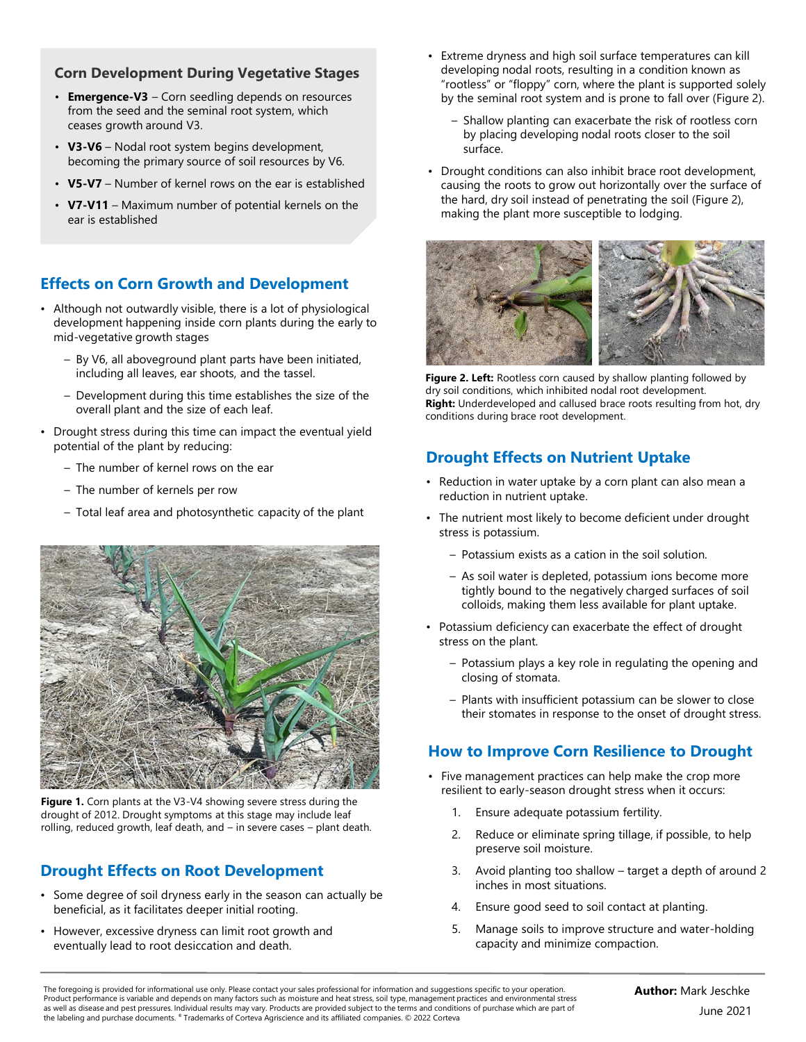## Corn Development During Vegetative Stages

- **Emergence-V3** – Corn seedling depends on resources from the seed and the seminal root system, which ceases growth around V3.
- **V3-V6** – Nodal root system begins development, becoming the primary source of soil resources by V6.
- **V5-V7** – Number of kernel rows on the ear is established
- **V7-V11** – Maximum number of potential kernels on the ear is established

## Effects on Corn Growth and Development

- Although not outwardly visible, there is a lot of physiological development happening inside corn plants during the early to mid-vegetative growth stages
  - By V6, all aboveground plant parts have been initiated, including all leaves, ear shoots, and the tassel.
  - Development during this time establishes the size of the overall plant and the size of each leaf.
- Drought stress during this time can impact the eventual yield potential of the plant by reducing:
  - The number of kernel rows on the ear
  - The number of kernels per row
  - Total leaf area and photosynthetic capacity of the plant

**Figure 1.** Corn plants at the V3-V4 showing severe stress during the drought of 2012. Drought symptoms at this stage may include leaf rolling, reduced growth, leaf death, and – in severe cases – plant death.

## Drought Effects on Root Development

- Some degree of soil dryness early in the season can actually be beneficial, as it facilitates deeper initial rooting.
- However, excessive dryness can limit root growth and eventually lead to root desiccation and death.
- Extreme dryness and high soil surface temperatures can kill developing nodal roots, resulting in a condition known as "rootless" or "floppy" corn, where the plant is supported solely by the seminal root system and is prone to fall over (Figure 2).
  - Shallow planting can exacerbate the risk of rootless corn by placing developing nodal roots closer to the soil surface.
- Drought conditions can also inhibit brace root development, causing the roots to grow out horizontally over the surface of the hard, dry soil instead of penetrating the soil (Figure 2), making the plant more susceptible to lodging.

**Figure 2. Left:** Rootless corn caused by shallow planting followed by dry soil conditions, which inhibited nodal root development.
**Right:** Underdeveloped and callused brace roots resulting from hot, dry conditions during brace root development.

## Drought Effects on Nutrient Uptake

- Reduction in water uptake by a corn plant can also mean a reduction in nutrient uptake.
- The nutrient most likely to become deficient under drought stress is potassium.
  - Potassium exists as a cation in the soil solution.
  - As soil water is depleted, potassium ions become more tightly bound to the negatively charged surfaces of soil colloids, making them less available for plant uptake.
- Potassium deficiency can exacerbate the effect of drought stress on the plant.
  - Potassium plays a key role in regulating the opening and closing of stomata.
  - Plants with insufficient potassium can be slower to close their stomates in response to the onset of drought stress.

## How to Improve Corn Resilience to Drought

- Five management practices can help make the crop more resilient to early-season drought stress when it occurs:
  1. Ensure adequate potassium fertility.
  2. Reduce or eliminate spring tillage, if possible, to help preserve soil moisture.
  3. Avoid planting too shallow – target a depth of around 2 inches in most situations.
  4. Ensure good seed to soil contact at planting.
  5. Manage soils to improve structure and water-holding capacity and minimize compaction.

The foregoing is provided for informational use only. Please contact your sales professional for information and suggestions specific to your operation. Product performance is variable and depends on many factors such as moisture and heat stress, soil type, management practices and environmental stress as well as disease and pest pressures. Individual results may vary. Products are provided subject to the terms and conditions of purchase which are part of the labeling and purchase documents. ® Trademarks of Corteva Agriscience and its affiliated companies. © 2022 Corteva

**Author:** Mark Jeschke

June 2021